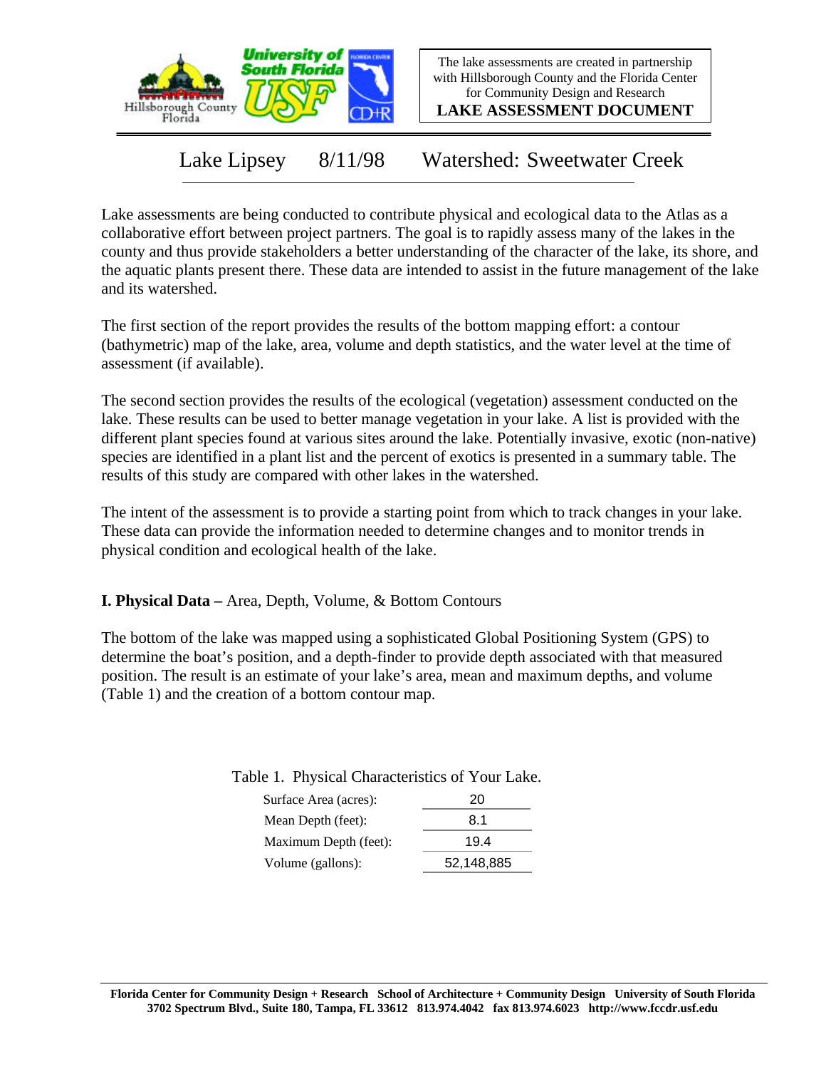The lake assessments are created in partnership with Hillsborough County and the Florida Center for Community Design and Research

**LAKE ASSESSMENT DOCUMENT**

# Lake Lipsey 8/11/98 Watershed: Sweetwater Creek

Lake assessments are being conducted to contribute physical and ecological data to the Atlas as a collaborative effort between project partners. The goal is to rapidly assess many of the lakes in the county and thus provide stakeholders a better understanding of the character of the lake, its shore, and the aquatic plants present there. These data are intended to assist in the future management of the lake and its watershed.

The first section of the report provides the results of the bottom mapping effort: a contour (bathymetric) map of the lake, area, volume and depth statistics, and the water level at the time of assessment (if available).

The second section provides the results of the ecological (vegetation) assessment conducted on the lake. These results can be used to better manage vegetation in your lake. A list is provided with the different plant species found at various sites around the lake. Potentially invasive, exotic (non-native) species are identified in a plant list and the percent of exotics is presented in a summary table. The results of this study are compared with other lakes in the watershed.

The intent of the assessment is to provide a starting point from which to track changes in your lake. These data can provide the information needed to determine changes and to monitor trends in physical condition and ecological health of the lake.

## I. Physical Data – Area, Depth, Volume, & Bottom Contours

The bottom of the lake was mapped using a sophisticated Global Positioning System (GPS) to determine the boat's position, and a depth-finder to provide depth associated with that measured position. The result is an estimate of your lake's area, mean and maximum depths, and volume (Table 1) and the creation of a bottom contour map.

Table 1. Physical Characteristics of Your Lake.

| | |
|---|---|
| Surface Area (acres): | 20 |
| Mean Depth (feet): | 8.1 |
| Maximum Depth (feet): | 19.4 |
| Volume (gallons): | 52,148,885 |

**Florida Center for Community Design + Research School of Architecture + Community Design University of South Florida**
**3702 Spectrum Blvd., Suite 180, Tampa, FL 33612 813.974.4042 fax 813.974.6023 http://www.fccdr.usf.edu**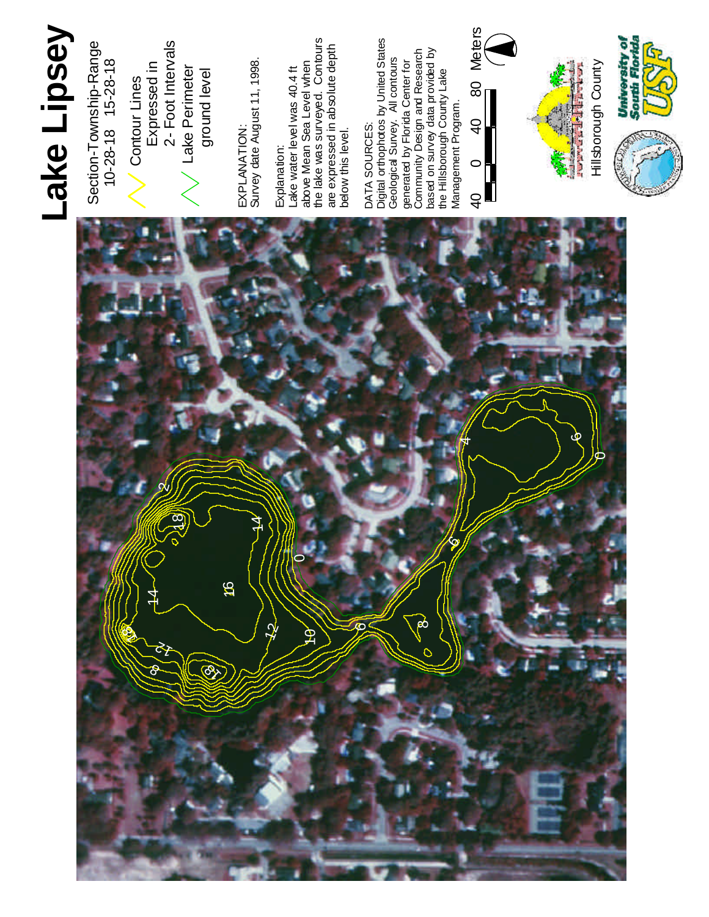# Lake Lipsey

Section-Township-Range
10-28-18 15-28-18

Contour Lines
Expressed in
2- Foot Intervals

Lake Perimeter
ground level

EXPLANATION:
Survey date August 11, 1998.

Explanation:
Lake water level was 40.4 ft above Mean Sea Level when the lake was surveyed. Contours are expressed in absolute depth below this level.

DATA SOURCES:
Digital orthophotos by United States Geological Survey. All contours generated by Florida Center for Community Design and Research based on survey data provided by the Hillsborough County Lake Management Program.

40 0 40 80 Meters

Hillsborough County

University of South Florida USF

2
18
14
0
14
16
16
12
10
12
8
18
6
8
6
4
6
0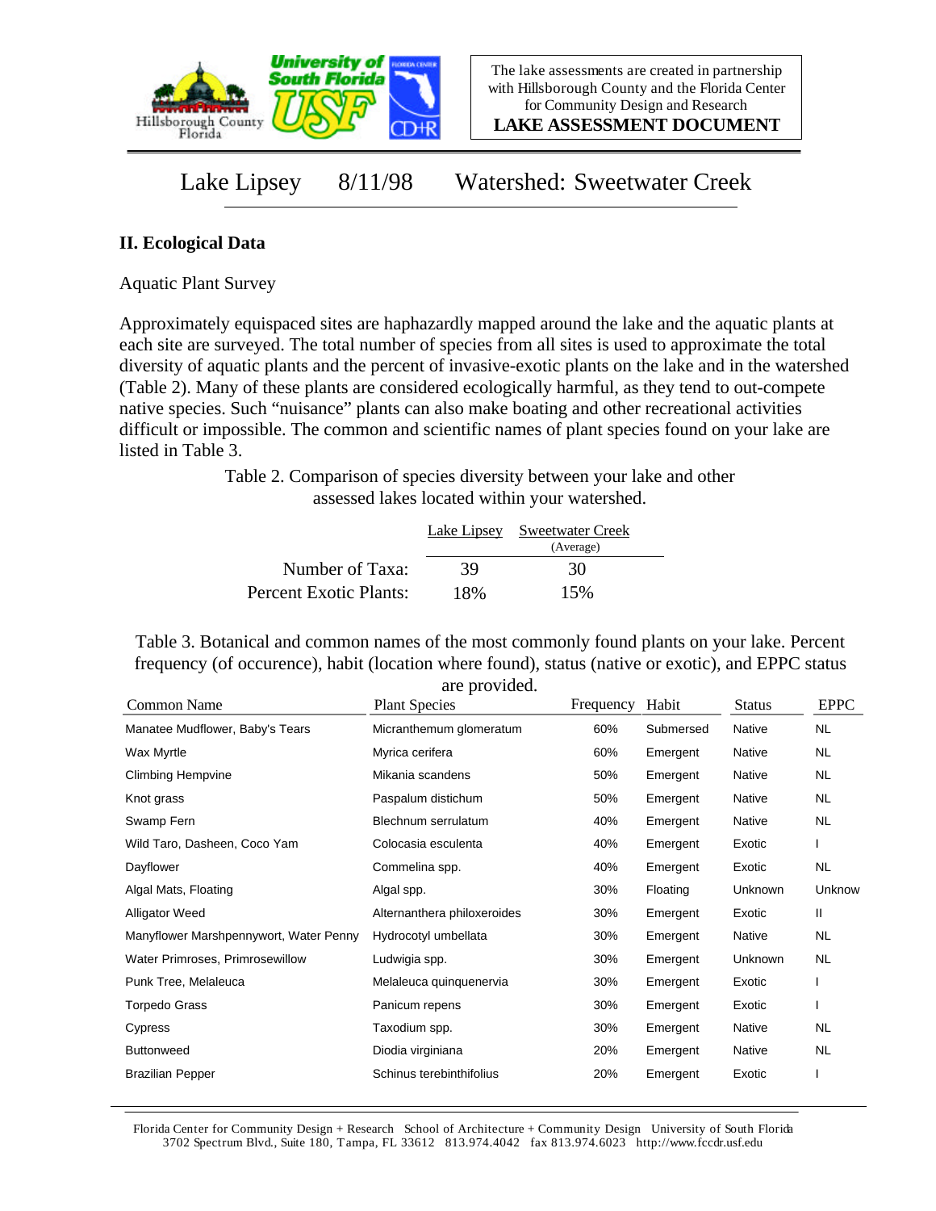The lake assessments are created in partnership with Hillsborough County and the Florida Center for Community Design and Research

**LAKE ASSESSMENT DOCUMENT**

# Lake Lipsey 8/11/98 Watershed: Sweetwater Creek

## II. Ecological Data

Aquatic Plant Survey

Approximately equispaced sites are haphazardly mapped around the lake and the aquatic plants at each site are surveyed. The total number of species from all sites is used to approximate the total diversity of aquatic plants and the percent of invasive-exotic plants on the lake and in the watershed (Table 2). Many of these plants are considered ecologically harmful, as they tend to out-compete native species. Such "nuisance" plants can also make boating and other recreational activities difficult or impossible. The common and scientific names of plant species found on your lake are listed in Table 3.

Table 2. Comparison of species diversity between your lake and other assessed lakes located within your watershed.

| | Lake Lipsey | Sweetwater Creek (Average) |
|---|---|---|
| Number of Taxa: | 39 | 30 |
| Percent Exotic Plants: | 18% | 15% |

Table 3. Botanical and common names of the most commonly found plants on your lake. Percent frequency (of occurence), habit (location where found), status (native or exotic), and EPPC status are provided.

| Common Name | Plant Species | Frequency | Habit | Status | EPPC |
|---|---|---|---|---|---|
| Manatee Mudflower, Baby's Tears | Micranthemum glomeratum | 60% | Submersed | Native | NL |
| Wax Myrtle | Myrica cerifera | 60% | Emergent | Native | NL |
| Climbing Hempvine | Mikania scandens | 50% | Emergent | Native | NL |
| Knot grass | Paspalum distichum | 50% | Emergent | Native | NL |
| Swamp Fern | Blechnum serrulatum | 40% | Emergent | Native | NL |
| Wild Taro, Dasheen, Coco Yam | Colocasia esculenta | 40% | Emergent | Exotic | I |
| Dayflower | Commelina spp. | 40% | Emergent | Exotic | NL |
| Algal Mats, Floating | Algal spp. | 30% | Floating | Unknown | Unknow |
| Alligator Weed | Alternanthera philoxeroides | 30% | Emergent | Exotic | II |
| Manyflower Marshpennywort, Water Penny | Hydrocotyl umbellata | 30% | Emergent | Native | NL |
| Water Primroses, Primrosewillow | Ludwigia spp. | 30% | Emergent | Unknown | NL |
| Punk Tree, Melaleuca | Melaleuca quinquenervia | 30% | Emergent | Exotic | I |
| Torpedo Grass | Panicum repens | 30% | Emergent | Exotic | I |
| Cypress | Taxodium spp. | 30% | Emergent | Native | NL |
| Buttonweed | Diodia virginiana | 20% | Emergent | Native | NL |
| Brazilian Pepper | Schinus terebinthifolius | 20% | Emergent | Exotic | I |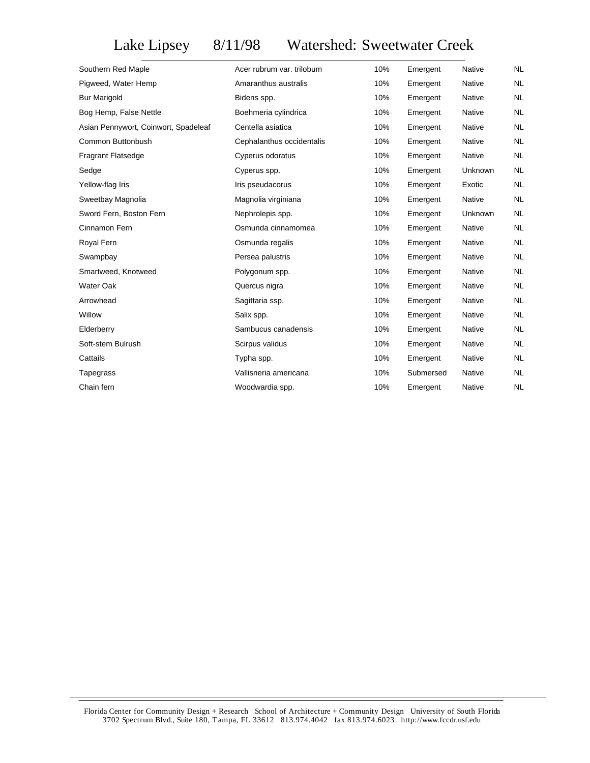# Lake Lipsey 8/11/98 Watershed: Sweetwater Creek

| | | | | | |
|---|---|---|---|---|---|
| Southern Red Maple | Acer rubrum var. trilobum | 10% | Emergent | Native | NL |
| Pigweed, Water Hemp | Amaranthus australis | 10% | Emergent | Native | NL |
| Bur Marigold | Bidens spp. | 10% | Emergent | Native | NL |
| Bog Hemp, False Nettle | Boehmeria cylindrica | 10% | Emergent | Native | NL |
| Asian Pennywort, Coinwort, Spadeleaf | Centella asiatica | 10% | Emergent | Native | NL |
| Common Buttonbush | Cephalanthus occidentalis | 10% | Emergent | Native | NL |
| Fragrant Flatsedge | Cyperus odoratus | 10% | Emergent | Native | NL |
| Sedge | Cyperus spp. | 10% | Emergent | Unknown | NL |
| Yellow-flag Iris | Iris pseudacorus | 10% | Emergent | Exotic | NL |
| Sweetbay Magnolia | Magnolia virginiana | 10% | Emergent | Native | NL |
| Sword Fern, Boston Fern | Nephrolepis spp. | 10% | Emergent | Unknown | NL |
| Cinnamon Fern | Osmunda cinnamomea | 10% | Emergent | Native | NL |
| Royal Fern | Osmunda regalis | 10% | Emergent | Native | NL |
| Swampbay | Persea palustris | 10% | Emergent | Native | NL |
| Smartweed, Knotweed | Polygonum spp. | 10% | Emergent | Native | NL |
| Water Oak | Quercus nigra | 10% | Emergent | Native | NL |
| Arrowhead | Sagittaria ssp. | 10% | Emergent | Native | NL |
| Willow | Salix spp. | 10% | Emergent | Native | NL |
| Elderberry | Sambucus canadensis | 10% | Emergent | Native | NL |
| Soft-stem Bulrush | Scirpus validus | 10% | Emergent | Native | NL |
| Cattails | Typha spp. | 10% | Emergent | Native | NL |
| Tapegrass | Vallisneria americana | 10% | Submersed | Native | NL |
| Chain fern | Woodwardia spp. | 10% | Emergent | Native | NL |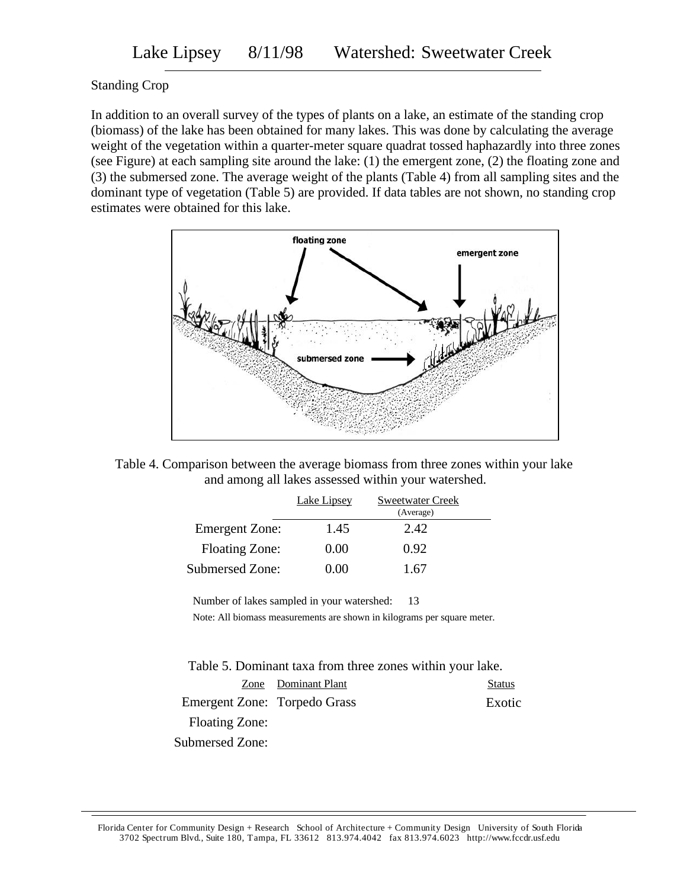Lake Lipsey 8/11/98 Watershed: Sweetwater Creek

Standing Crop

In addition to an overall survey of the types of plants on a lake, an estimate of the standing crop (biomass) of the lake has been obtained for many lakes. This was done by calculating the average weight of the vegetation within a quarter-meter square quadrat tossed haphazardly into three zones (see Figure) at each sampling site around the lake: (1) the emergent zone, (2) the floating zone and (3) the submersed zone. The average weight of the plants (Table 4) from all sampling sites and the dominant type of vegetation (Table 5) are provided. If data tables are not shown, no standing crop estimates were obtained for this lake.

floating zone

emergent zone

submersed zone

Table 4. Comparison between the average biomass from three zones within your lake and among all lakes assessed within your watershed.

| | Lake Lipsey | Sweetwater Creek (Average) |
|---|---|---|
| Emergent Zone: | 1.45 | 2.42 |
| Floating Zone: | 0.00 | 0.92 |
| Submersed Zone: | 0.00 | 1.67 |

Number of lakes sampled in your watershed: 13

Note: All biomass measurements are shown in kilograms per square meter.

Table 5. Dominant taxa from three zones within your lake.

| Zone | Dominant Plant | Status |
|---|---|---|
| Emergent Zone: | Torpedo Grass | Exotic |
| Floating Zone: | | |
| Submersed Zone: | | |